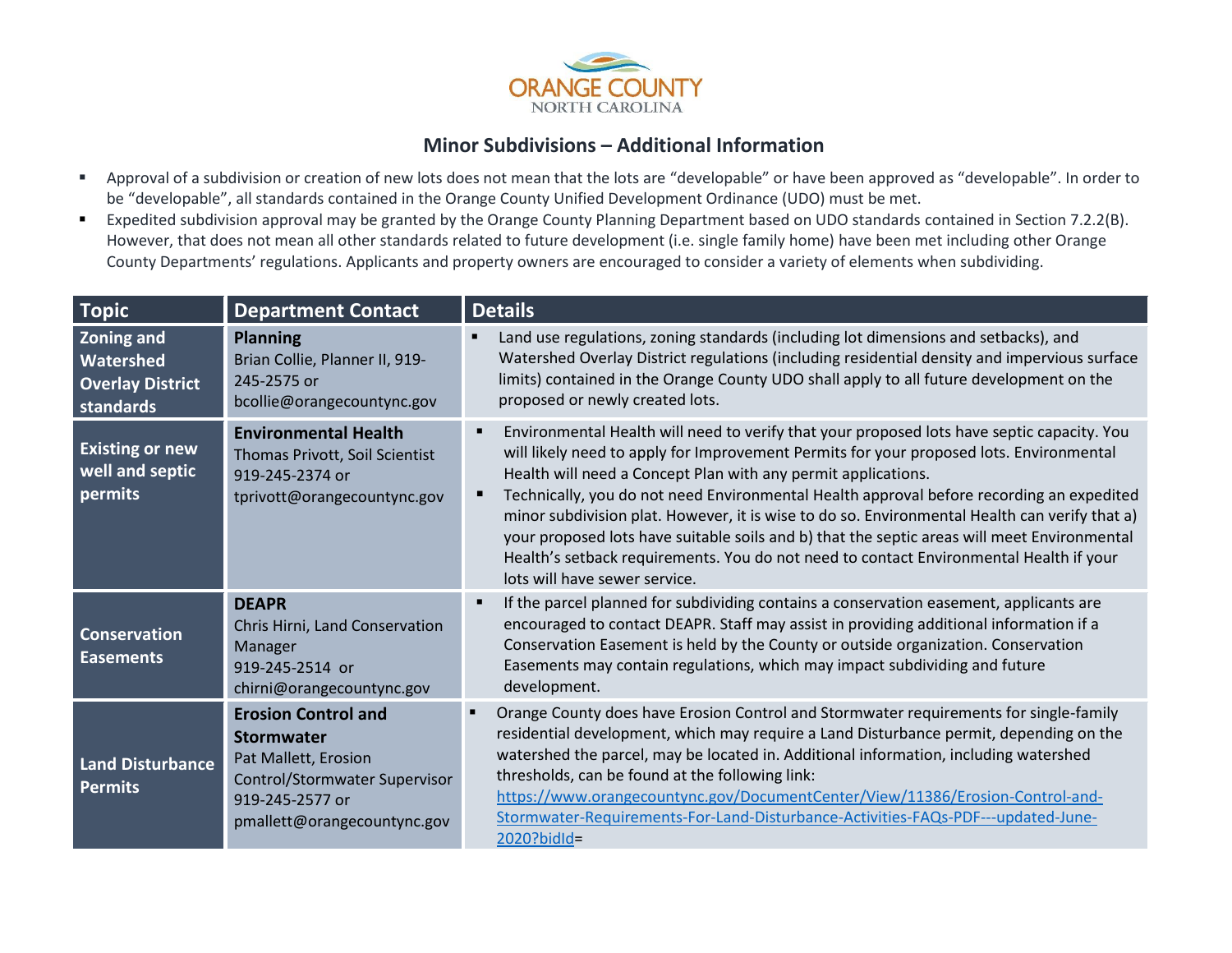ORANGE COUNTY
NORTH CAROLINA

## Minor Subdivisions – Additional Information

- Approval of a subdivision or creation of new lots does not mean that the lots are "developable" or have been approved as "developable". In order to be "developable", all standards contained in the Orange County Unified Development Ordinance (UDO) must be met.
- Expedited subdivision approval may be granted by the Orange County Planning Department based on UDO standards contained in Section 7.2.2(B). However, that does not mean all other standards related to future development (i.e. single family home) have been met including other Orange County Departments' regulations. Applicants and property owners are encouraged to consider a variety of elements when subdividing.

| Topic | Department Contact | Details |
|---|---|---|
| **Zoning and Watershed Overlay District standards** | **Planning**<br>Brian Collie, Planner II, 919-245-2575 or bcollie@orangecountync.gov | ▪ Land use regulations, zoning standards (including lot dimensions and setbacks), and Watershed Overlay District regulations (including residential density and impervious surface limits) contained in the Orange County UDO shall apply to all future development on the proposed or newly created lots. |
| **Existing or new well and septic permits** | **Environmental Health**<br>Thomas Privott, Soil Scientist 919-245-2374 or tprivott@orangecountync.gov | ▪ Environmental Health will need to verify that your proposed lots have septic capacity. You will likely need to apply for Improvement Permits for your proposed lots. Environmental Health will need a Concept Plan with any permit applications.<br>▪ Technically, you do not need Environmental Health approval before recording an expedited minor subdivision plat. However, it is wise to do so. Environmental Health can verify that a) your proposed lots have suitable soils and b) that the septic areas will meet Environmental Health's setback requirements. You do not need to contact Environmental Health if your lots will have sewer service. |
| **Conservation Easements** | **DEAPR**<br>Chris Hirni, Land Conservation Manager<br>919-245-2514 or chirni@orangecountync.gov | ▪ If the parcel planned for subdividing contains a conservation easement, applicants are encouraged to contact DEAPR. Staff may assist in providing additional information if a Conservation Easement is held by the County or outside organization. Conservation Easements may contain regulations, which may impact subdividing and future development. |
| **Land Disturbance Permits** | **Erosion Control and Stormwater**<br>Pat Mallett, Erosion Control/Stormwater Supervisor 919-245-2577 or pmallett@orangecountync.gov | ▪ Orange County does have Erosion Control and Stormwater requirements for single-family residential development, which may require a Land Disturbance permit, depending on the watershed the parcel, may be located in. Additional information, including watershed thresholds, can be found at the following link: https://www.orangecountync.gov/DocumentCenter/View/11386/Erosion-Control-and-Stormwater-Requirements-For-Land-Disturbance-Activities-FAQs-PDF---updated-June-2020?bidId= |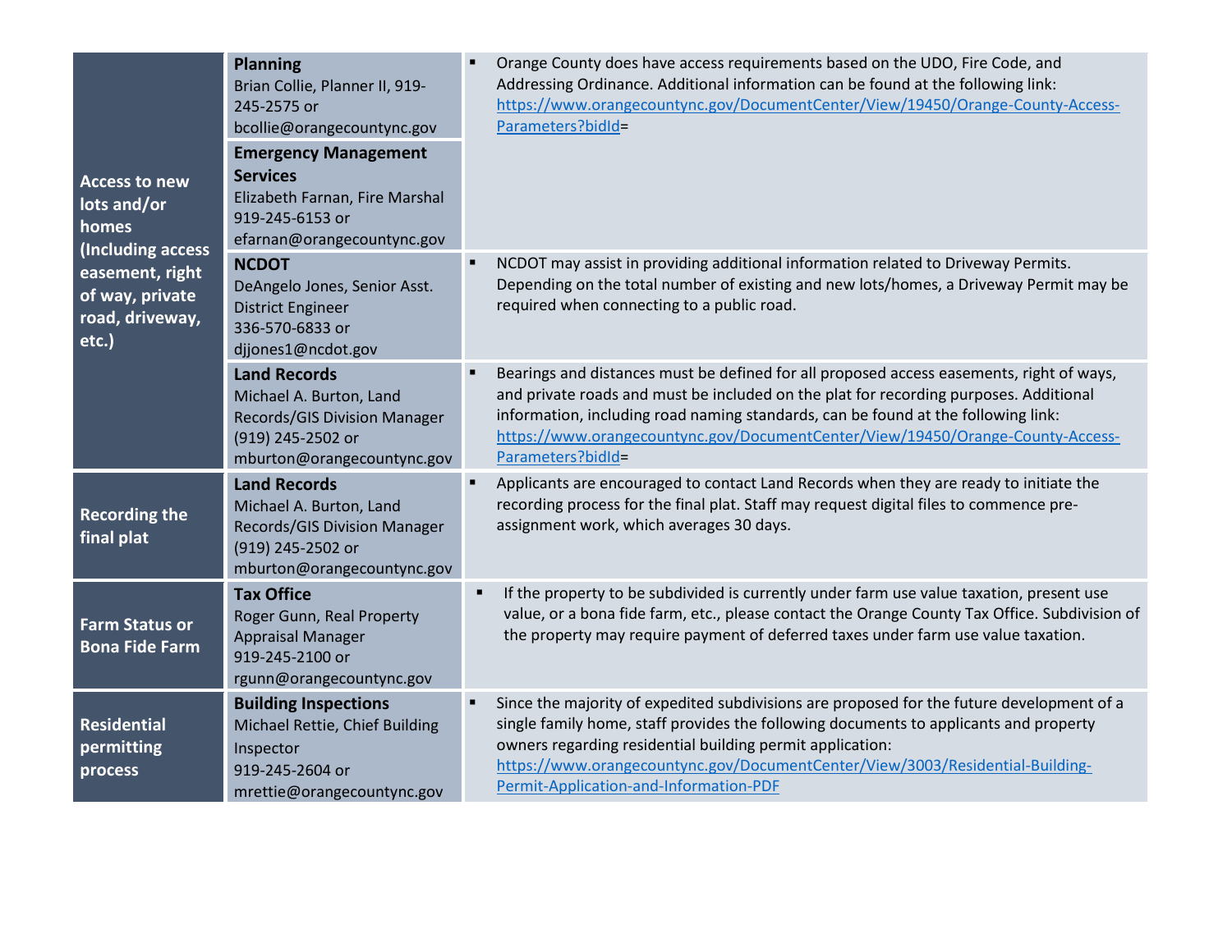| | | |
|---|---|---|
| **Access to new lots and/or homes (Including access easement, right of way, private road, driveway, etc.)** | **Planning**<br>Brian Collie, Planner II, 919-245-2575 or bcollie@orangecountync.gov | ▪ Orange County does have access requirements based on the UDO, Fire Code, and Addressing Ordinance. Additional information can be found at the following link: https://www.orangecountync.gov/DocumentCenter/View/19450/Orange-County-Access-Parameters?bidId= |
| | **Emergency Management Services**<br>Elizabeth Farnan, Fire Marshal 919-245-6153 or efarnan@orangecountync.gov | |
| | **NCDOT**<br>DeAngelo Jones, Senior Asst. District Engineer 336-570-6833 or djjones1@ncdot.gov | ▪ NCDOT may assist in providing additional information related to Driveway Permits. Depending on the total number of existing and new lots/homes, a Driveway Permit may be required when connecting to a public road. |
| | **Land Records**<br>Michael A. Burton, Land Records/GIS Division Manager (919) 245-2502 or mburton@orangecountync.gov | ▪ Bearings and distances must be defined for all proposed access easements, right of ways, and private roads and must be included on the plat for recording purposes. Additional information, including road naming standards, can be found at the following link: https://www.orangecountync.gov/DocumentCenter/View/19450/Orange-County-Access-Parameters?bidId= |
| **Recording the final plat** | **Land Records**<br>Michael A. Burton, Land Records/GIS Division Manager (919) 245-2502 or mburton@orangecountync.gov | ▪ Applicants are encouraged to contact Land Records when they are ready to initiate the recording process for the final plat. Staff may request digital files to commence pre-assignment work, which averages 30 days. |
| **Farm Status or Bona Fide Farm** | **Tax Office**<br>Roger Gunn, Real Property Appraisal Manager 919-245-2100 or rgunn@orangecountync.gov | ▪ If the property to be subdivided is currently under farm use value taxation, present use value, or a bona fide farm, etc., please contact the Orange County Tax Office. Subdivision of the property may require payment of deferred taxes under farm use value taxation. |
| **Residential permitting process** | **Building Inspections**<br>Michael Rettie, Chief Building Inspector 919-245-2604 or mrettie@orangecountync.gov | ▪ Since the majority of expedited subdivisions are proposed for the future development of a single family home, staff provides the following documents to applicants and property owners regarding residential building permit application: https://www.orangecountync.gov/DocumentCenter/View/3003/Residential-Building-Permit-Application-and-Information-PDF |